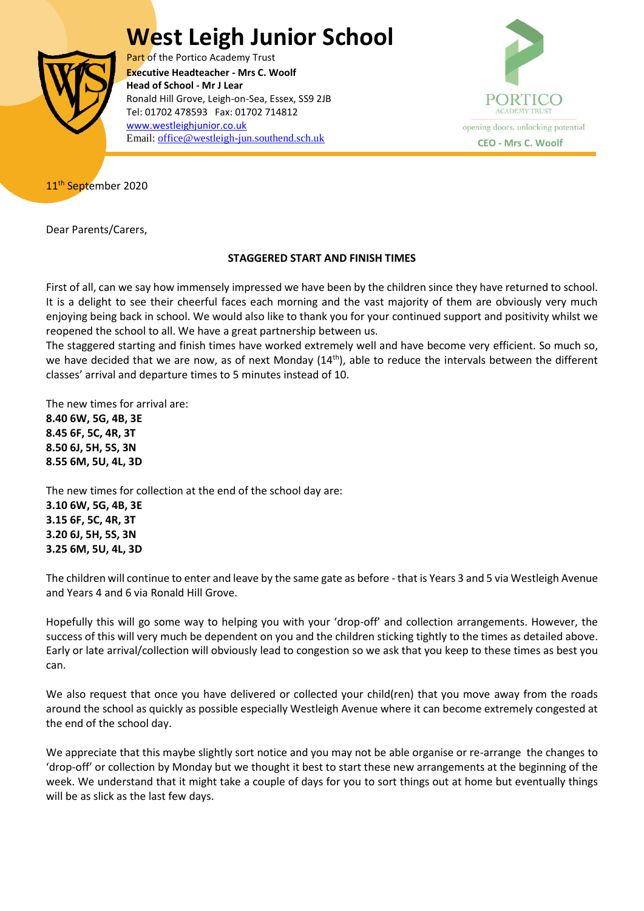# West Leigh Junior School

Part of the Portico Academy Trust
**Executive Headteacher - Mrs C. Woolf**
**Head of School - Mr J Lear**
Ronald Hill Grove, Leigh-on-Sea, Essex, SS9 2JB
Tel: 01702 478593   Fax: 01702 714812
www.westleighjunior.co.uk
Email: office@westleigh-jun.southend.sch.uk

PORTICO ACADEMY TRUST
opening doors, unlocking potential
**CEO - Mrs C. Woolf**

11th September 2020

Dear Parents/Carers,

**STAGGERED START AND FINISH TIMES**

First of all, can we say how immensely impressed we have been by the children since they have returned to school. It is a delight to see their cheerful faces each morning and the vast majority of them are obviously very much enjoying being back in school. We would also like to thank you for your continued support and positivity whilst we reopened the school to all. We have a great partnership between us.
The staggered starting and finish times have worked extremely well and have become very efficient. So much so, we have decided that we are now, as of next Monday (14th), able to reduce the intervals between the different classes' arrival and departure times to 5 minutes instead of 10.

The new times for arrival are:
**8.40 6W, 5G, 4B, 3E**
**8.45 6F, 5C, 4R, 3T**
**8.50 6J, 5H, 5S, 3N**
**8.55 6M, 5U, 4L, 3D**

The new times for collection at the end of the school day are:
**3.10 6W, 5G, 4B, 3E**
**3.15 6F, 5C, 4R, 3T**
**3.20 6J, 5H, 5S, 3N**
**3.25 6M, 5U, 4L, 3D**

The children will continue to enter and leave by the same gate as before - that is Years 3 and 5 via Westleigh Avenue and Years 4 and 6 via Ronald Hill Grove.

Hopefully this will go some way to helping you with your 'drop-off' and collection arrangements. However, the success of this will very much be dependent on you and the children sticking tightly to the times as detailed above. Early or late arrival/collection will obviously lead to congestion so we ask that you keep to these times as best you can.

We also request that once you have delivered or collected your child(ren) that you move away from the roads around the school as quickly as possible especially Westleigh Avenue where it can become extremely congested at the end of the school day.

We appreciate that this maybe slightly sort notice and you may not be able organise or re-arrange the changes to 'drop-off' or collection by Monday but we thought it best to start these new arrangements at the beginning of the week. We understand that it might take a couple of days for you to sort things out at home but eventually things will be as slick as the last few days.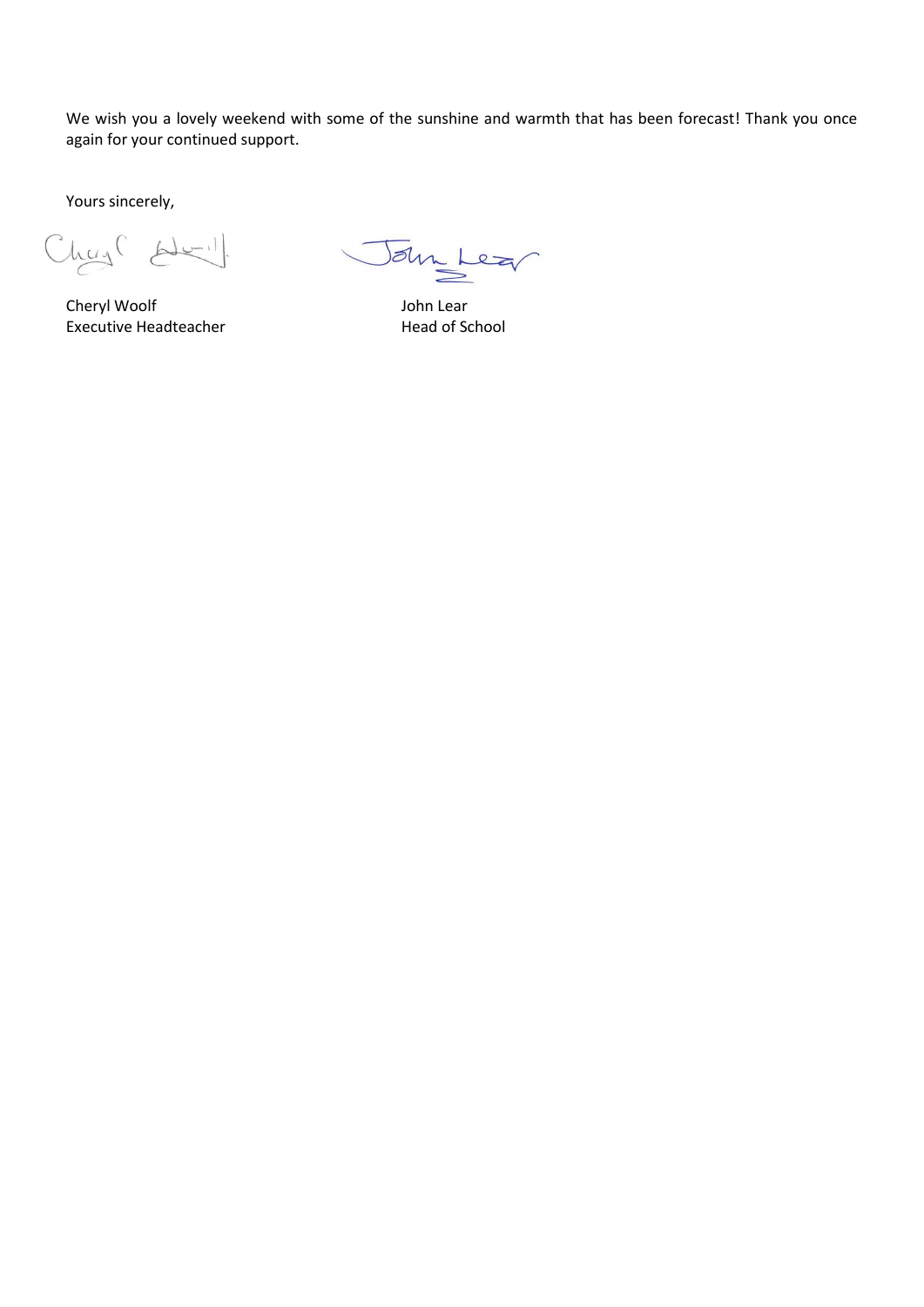We wish you a lovely weekend with some of the sunshine and warmth that has been forecast! Thank you once again for your continued support.

Yours sincerely,

Cheryl Woolf
Executive Headteacher

John Lear
Head of School